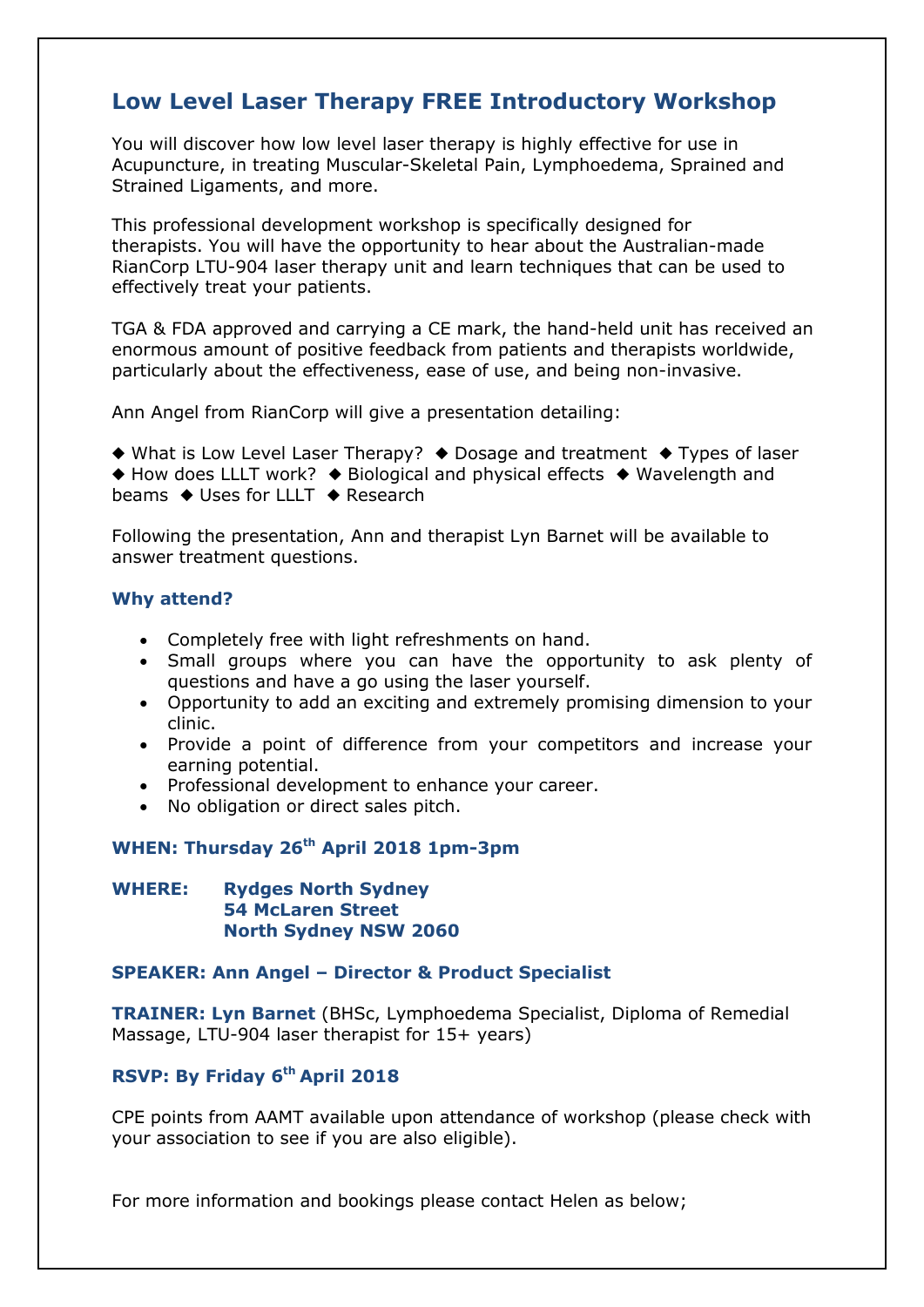# Low Level Laser Therapy FREE Introductory Workshop

You will discover how low level laser therapy is highly effective for use in Acupuncture, in treating Muscular-Skeletal Pain, Lymphoedema, Sprained and Strained Ligaments, and more.

This professional development workshop is specifically designed for therapists. You will have the opportunity to hear about the Australian-made RianCorp LTU-904 laser therapy unit and learn techniques that can be used to effectively treat your patients.

TGA & FDA approved and carrying a CE mark, the hand-held unit has received an enormous amount of positive feedback from patients and therapists worldwide, particularly about the effectiveness, ease of use, and being non-invasive.

Ann Angel from RianCorp will give a presentation detailing:

◆ What is Low Level Laser Therapy? ◆ Dosage and treatment ◆ Types of laser ◆ How does LLLT work? ◆ Biological and physical effects ◆ Wavelength and beams ◆ Uses for LLLT ◆ Research

Following the presentation, Ann and therapist Lyn Barnet will be available to answer treatment questions.

### Why attend?

- Completely free with light refreshments on hand.
- Small groups where you can have the opportunity to ask plenty of questions and have a go using the laser yourself.
- Opportunity to add an exciting and extremely promising dimension to your clinic.
- Provide a point of difference from your competitors and increase your earning potential.
- Professional development to enhance your career.
- No obligation or direct sales pitch.

**WHEN: Thursday 26th April 2018 1pm-3pm**

**WHERE: Rydges North Sydney**
**54 McLaren Street**
**North Sydney NSW 2060**

**SPEAKER: Ann Angel – Director & Product Specialist**

**TRAINER: Lyn Barnet** (BHSc, Lymphoedema Specialist, Diploma of Remedial Massage, LTU-904 laser therapist for 15+ years)

**RSVP: By Friday 6th April 2018**

CPE points from AAMT available upon attendance of workshop (please check with your association to see if you are also eligible).

For more information and bookings please contact Helen as below;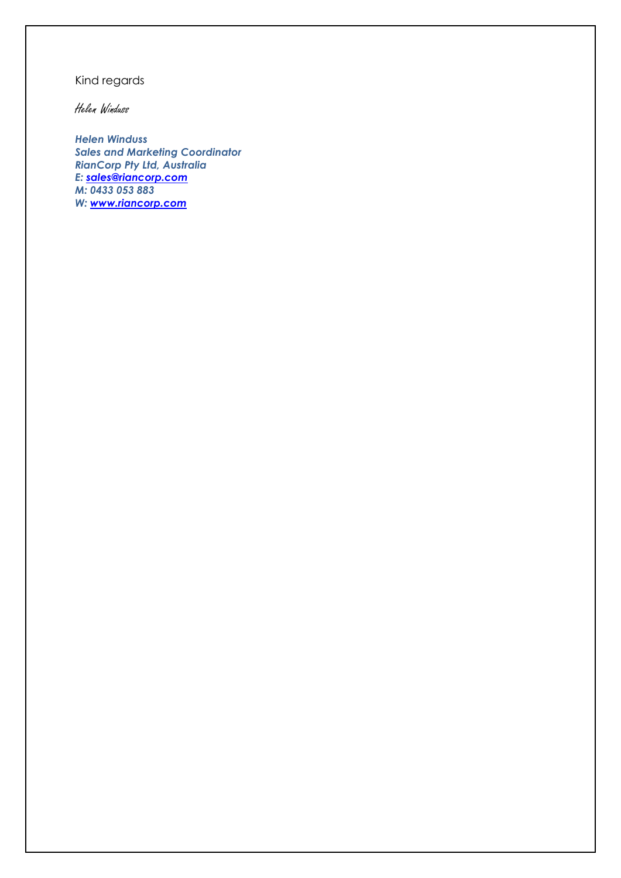Kind regards

*Helen Winduss*

***Helen Winduss***
***Sales and Marketing Coordinator***
***RianCorp Pty Ltd, Australia***
***E: sales@riancorp.com***
***M: 0433 053 883***
***W: www.riancorp.com***